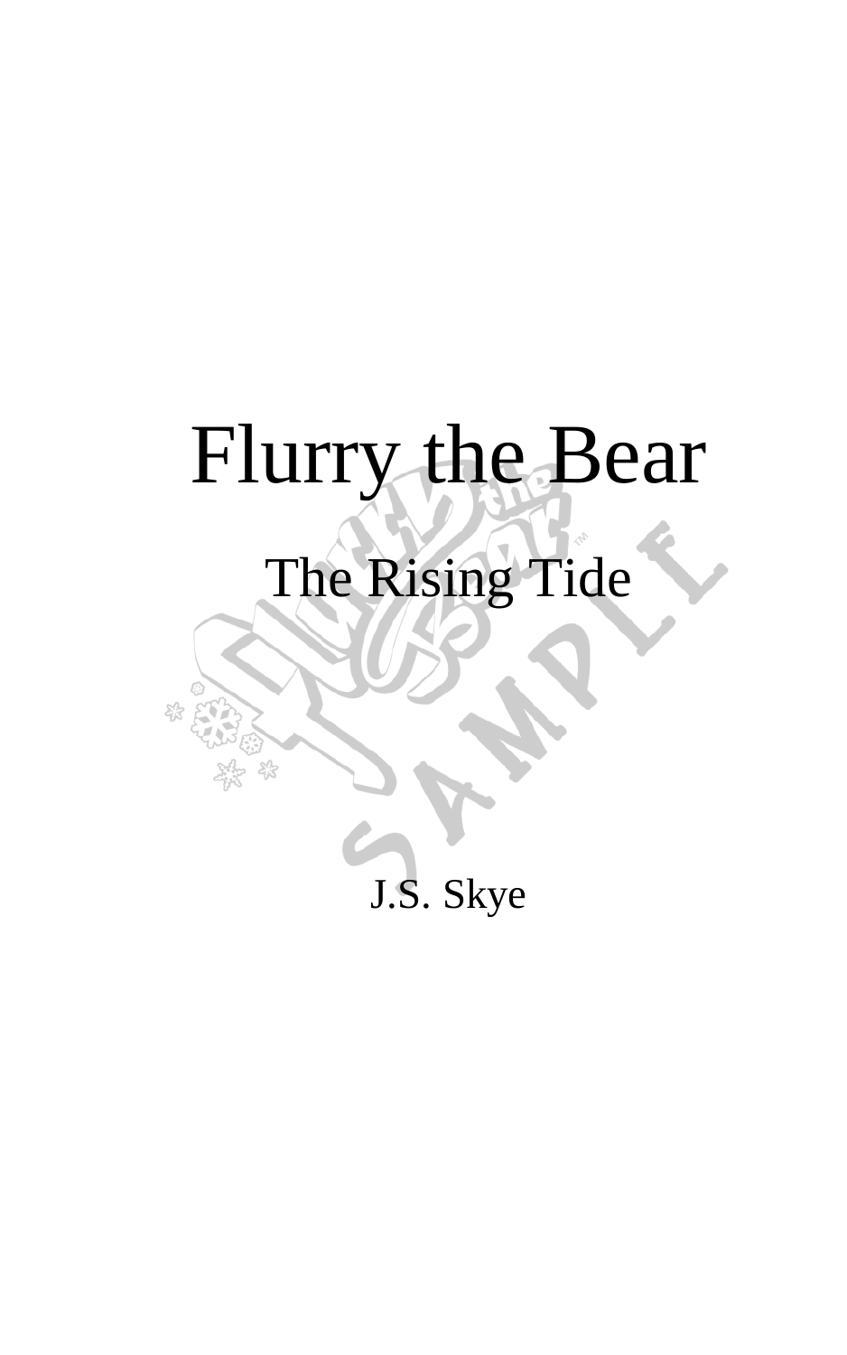# Flurry the Bear

## The Rising Tide

J.S. Skye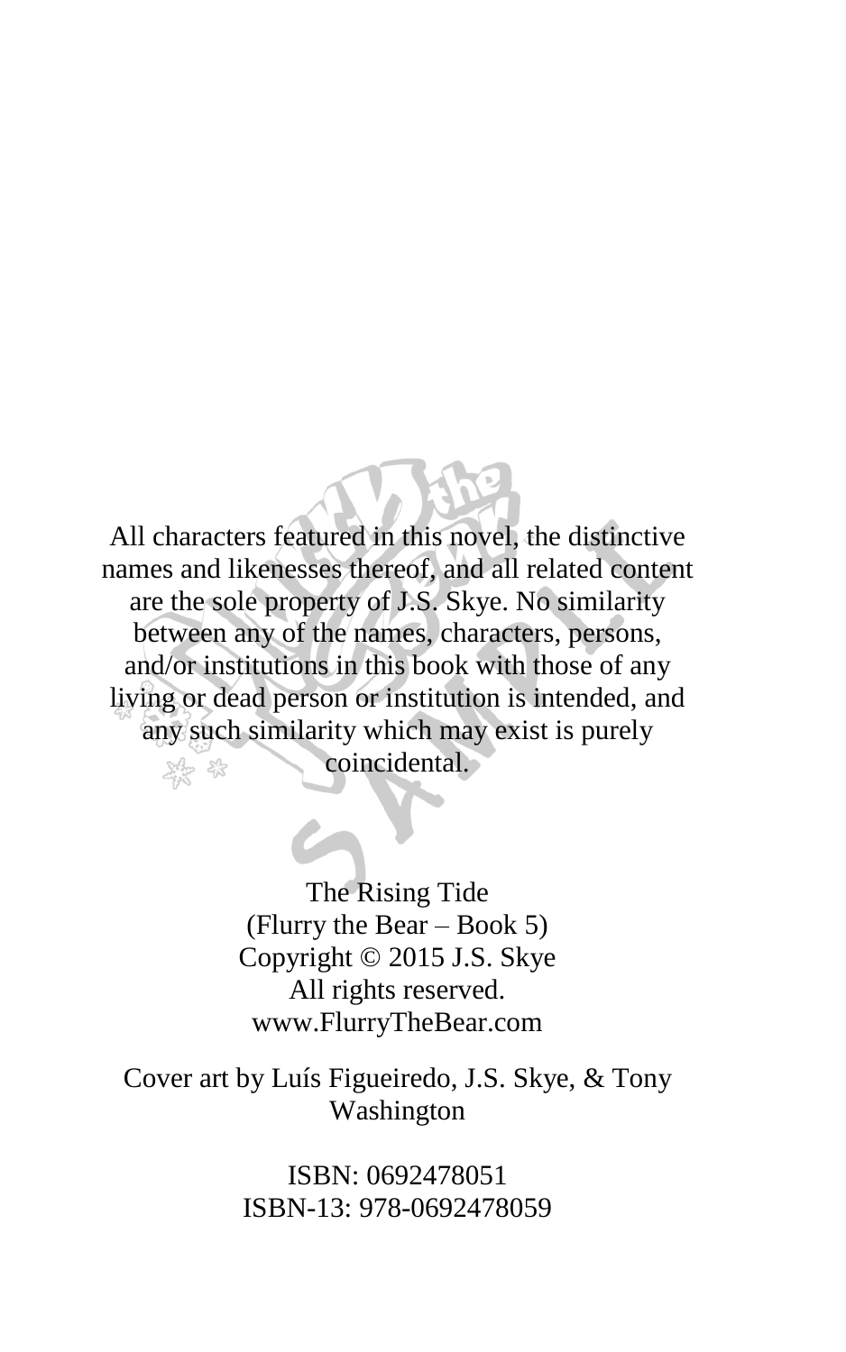All characters featured in this novel, the distinctive names and likenesses thereof, and all related content are the sole property of J.S. Skye. No similarity between any of the names, characters, persons, and/or institutions in this book with those of any living or dead person or institution is intended, and any such similarity which may exist is purely coincidental.

The Rising Tide
(Flurry the Bear – Book 5)
Copyright © 2015 J.S. Skye
All rights reserved.
www.FlurryTheBear.com

Cover art by Luís Figueiredo, J.S. Skye, & Tony Washington

ISBN: 0692478051
ISBN-13: 978-0692478059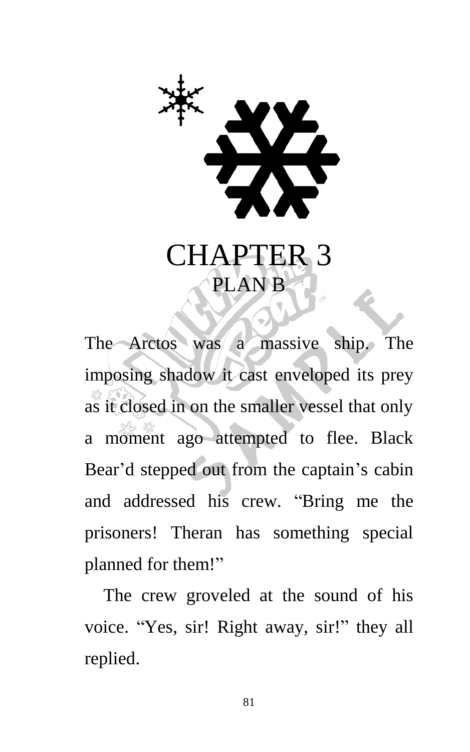# CHAPTER 3
## PLAN B

The Arctos was a massive ship. The imposing shadow it cast enveloped its prey as it closed in on the smaller vessel that only a moment ago attempted to flee. Black Bear'd stepped out from the captain's cabin and addressed his crew. "Bring me the prisoners! Theran has something special planned for them!"

The crew groveled at the sound of his voice. "Yes, sir! Right away, sir!" they all replied.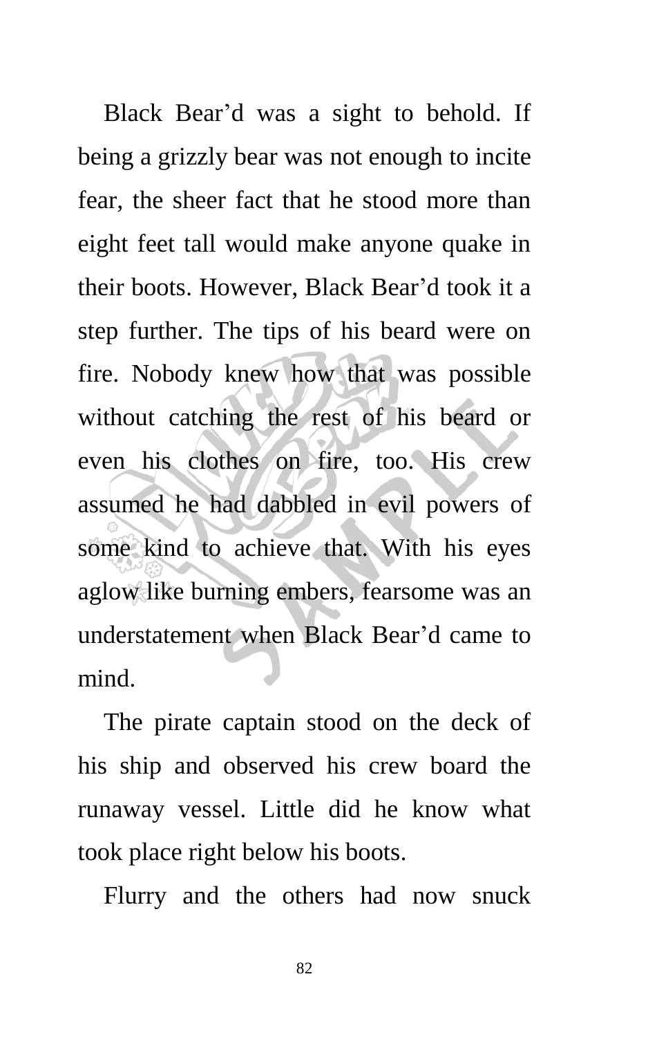Black Bear'd was a sight to behold. If being a grizzly bear was not enough to incite fear, the sheer fact that he stood more than eight feet tall would make anyone quake in their boots. However, Black Bear'd took it a step further. The tips of his beard were on fire. Nobody knew how that was possible without catching the rest of his beard or even his clothes on fire, too. His crew assumed he had dabbled in evil powers of some kind to achieve that. With his eyes aglow like burning embers, fearsome was an understatement when Black Bear'd came to mind.

The pirate captain stood on the deck of his ship and observed his crew board the runaway vessel. Little did he know what took place right below his boots.

Flurry and the others had now snuck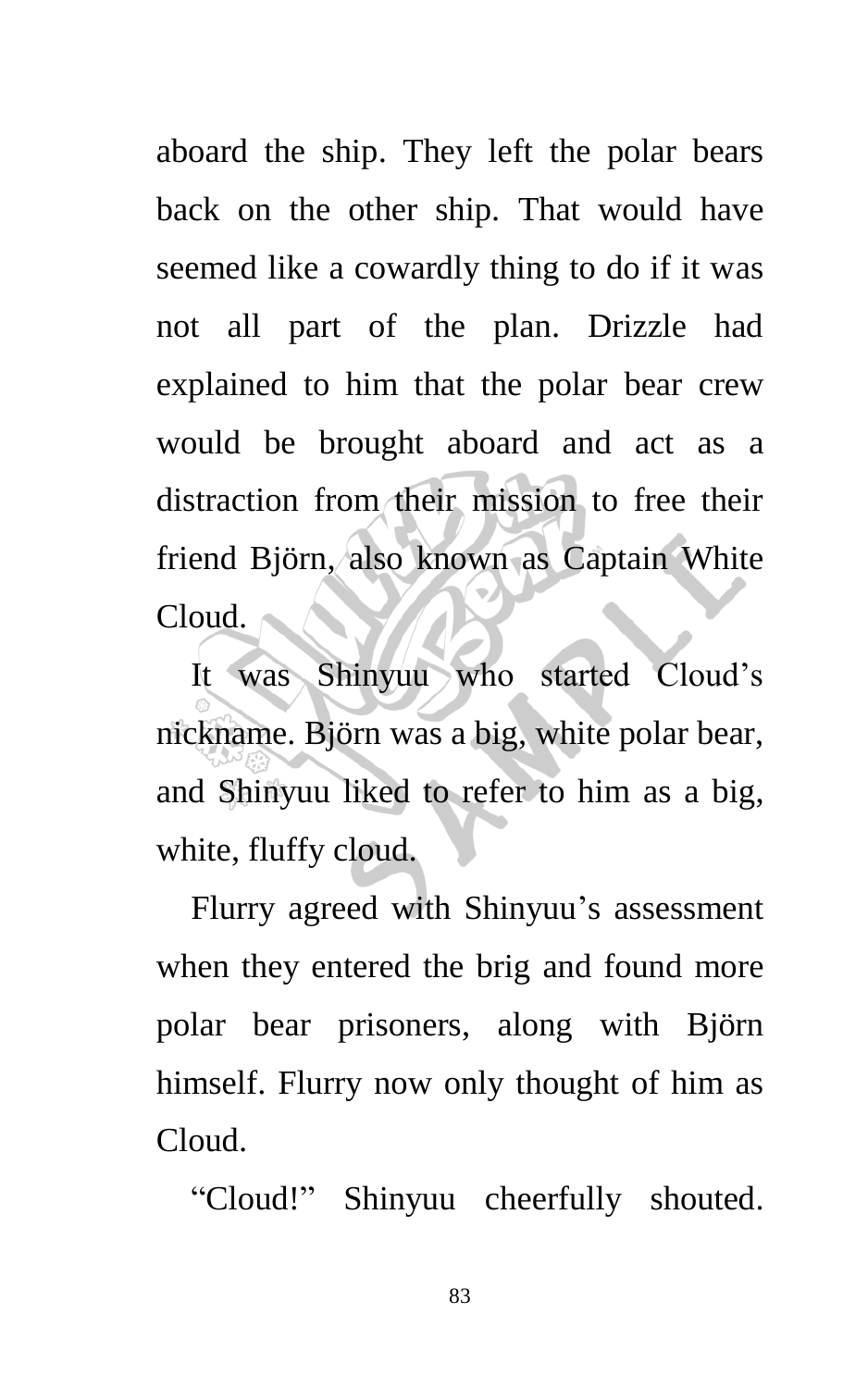aboard the ship. They left the polar bears back on the other ship. That would have seemed like a cowardly thing to do if it was not all part of the plan. Drizzle had explained to him that the polar bear crew would be brought aboard and act as a distraction from their mission to free their friend Björn, also known as Captain White Cloud.

It was Shinyuu who started Cloud's nickname. Björn was a big, white polar bear, and Shinyuu liked to refer to him as a big, white, fluffy cloud.

Flurry agreed with Shinyuu's assessment when they entered the brig and found more polar bear prisoners, along with Björn himself. Flurry now only thought of him as Cloud.

"Cloud!" Shinyuu cheerfully shouted.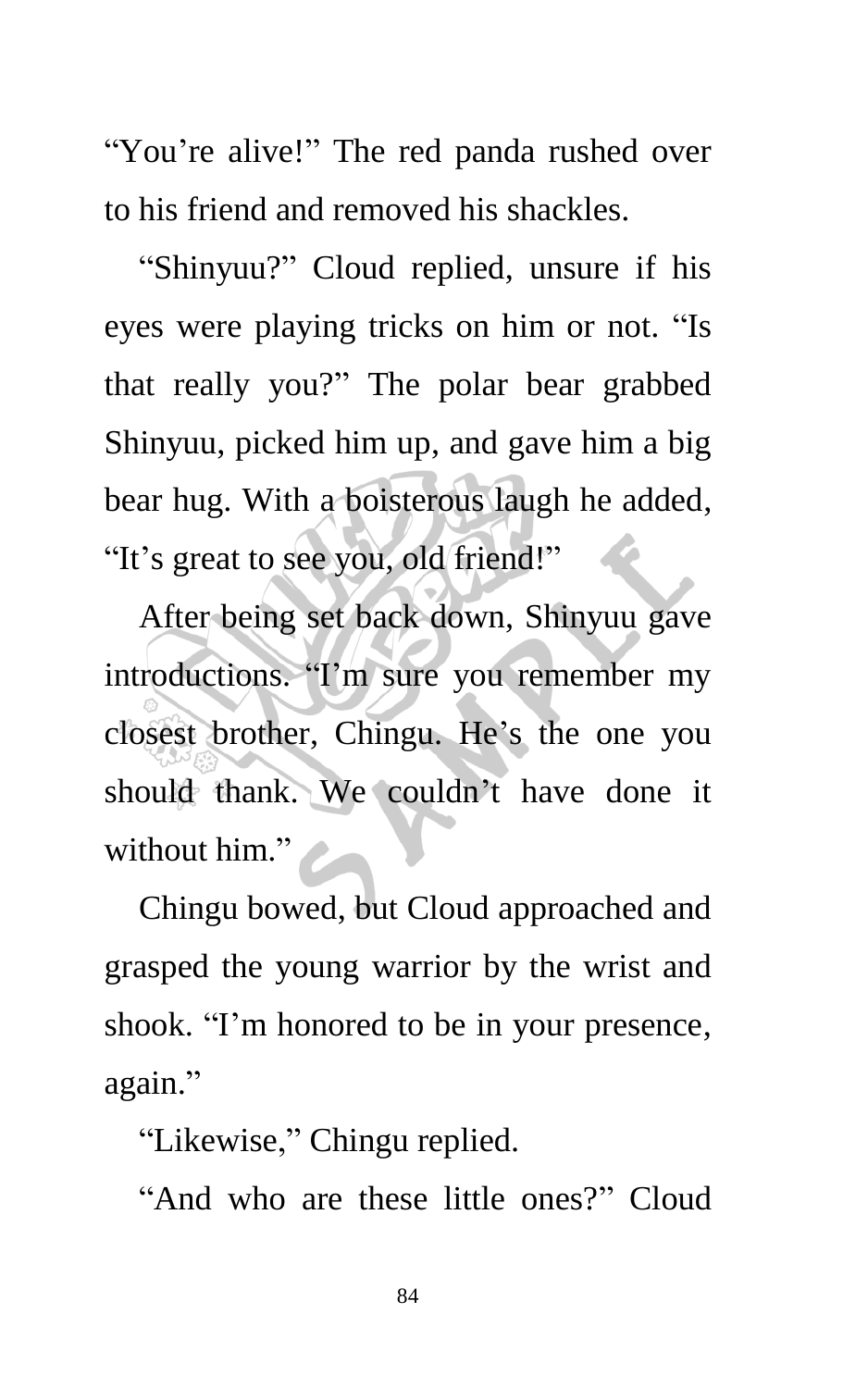"You're alive!" The red panda rushed over to his friend and removed his shackles.

"Shinyuu?" Cloud replied, unsure if his eyes were playing tricks on him or not. "Is that really you?" The polar bear grabbed Shinyuu, picked him up, and gave him a big bear hug. With a boisterous laugh he added, "It's great to see you, old friend!"

After being set back down, Shinyuu gave introductions. "I'm sure you remember my closest brother, Chingu. He's the one you should thank. We couldn't have done it without him."

Chingu bowed, but Cloud approached and grasped the young warrior by the wrist and shook. "I'm honored to be in your presence, again."

"Likewise," Chingu replied.

"And who are these little ones?" Cloud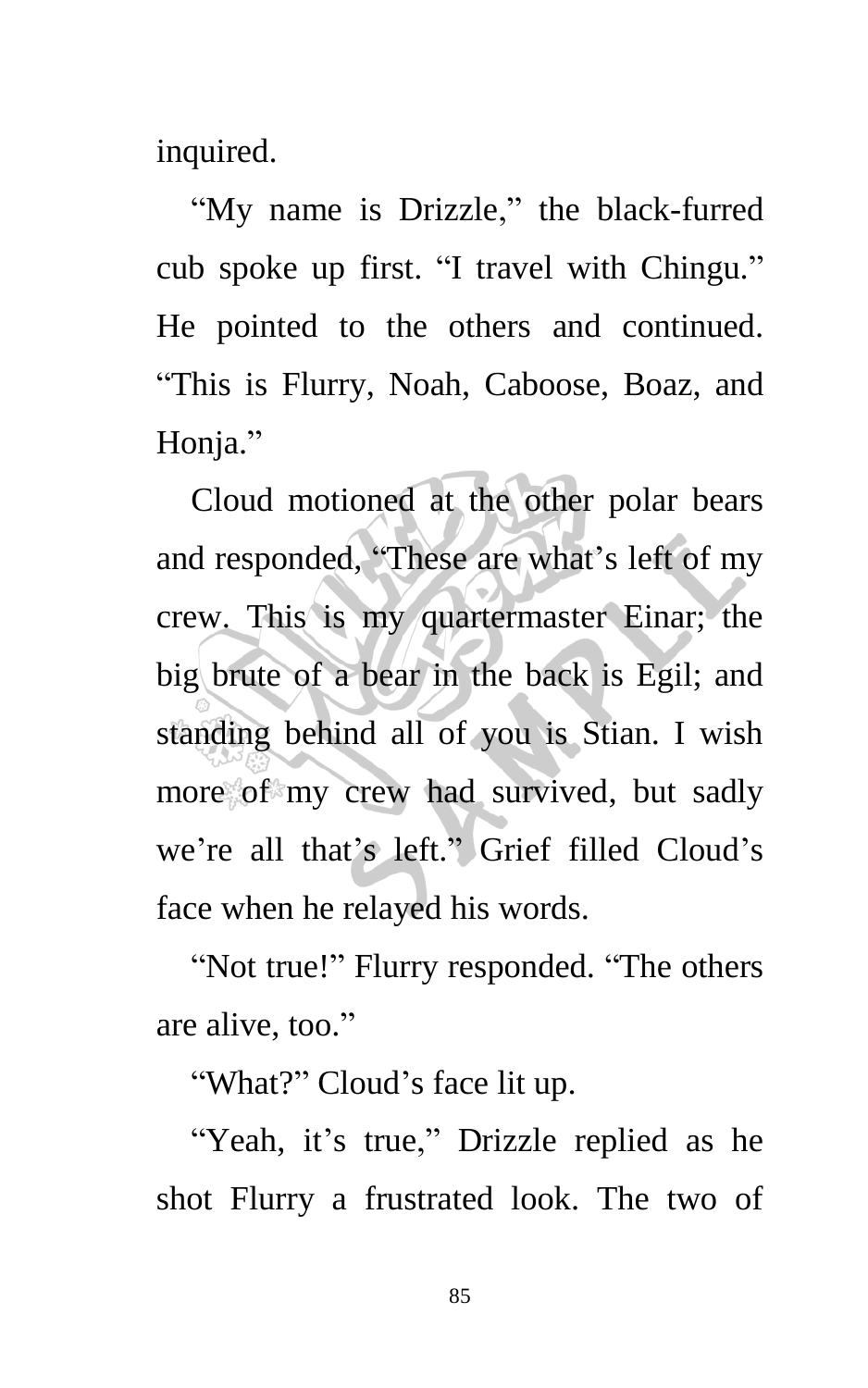inquired.

"My name is Drizzle," the black-furred cub spoke up first. "I travel with Chingu." He pointed to the others and continued. "This is Flurry, Noah, Caboose, Boaz, and Honja."

Cloud motioned at the other polar bears and responded, "These are what's left of my crew. This is my quartermaster Einar; the big brute of a bear in the back is Egil; and standing behind all of you is Stian. I wish more of my crew had survived, but sadly we're all that's left." Grief filled Cloud's face when he relayed his words.

"Not true!" Flurry responded. "The others are alive, too."

"What?" Cloud's face lit up.

"Yeah, it's true," Drizzle replied as he shot Flurry a frustrated look. The two of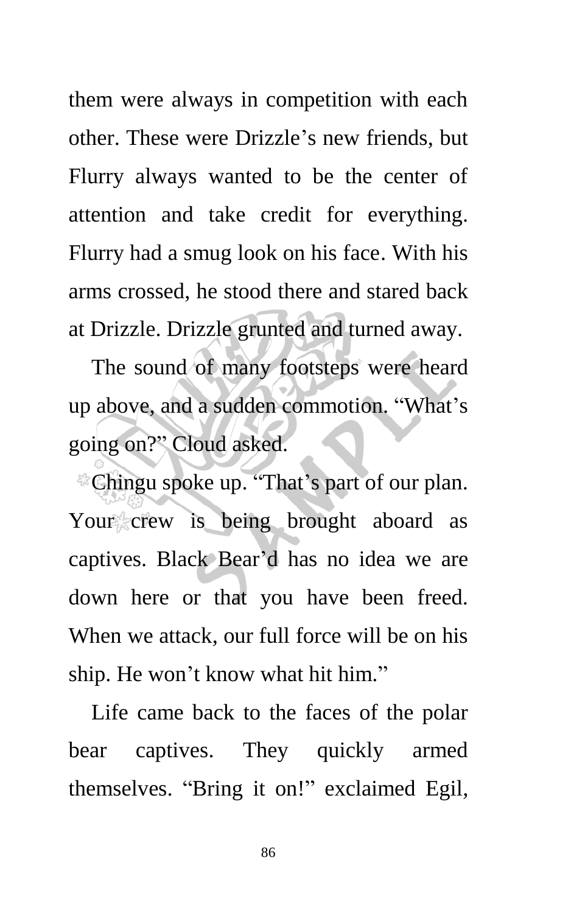them were always in competition with each other. These were Drizzle's new friends, but Flurry always wanted to be the center of attention and take credit for everything. Flurry had a smug look on his face. With his arms crossed, he stood there and stared back at Drizzle. Drizzle grunted and turned away.

The sound of many footsteps were heard up above, and a sudden commotion. "What's going on?" Cloud asked.

Chingu spoke up. "That's part of our plan. Your crew is being brought aboard as captives. Black Bear'd has no idea we are down here or that you have been freed. When we attack, our full force will be on his ship. He won't know what hit him."

Life came back to the faces of the polar bear captives. They quickly armed themselves. "Bring it on!" exclaimed Egil,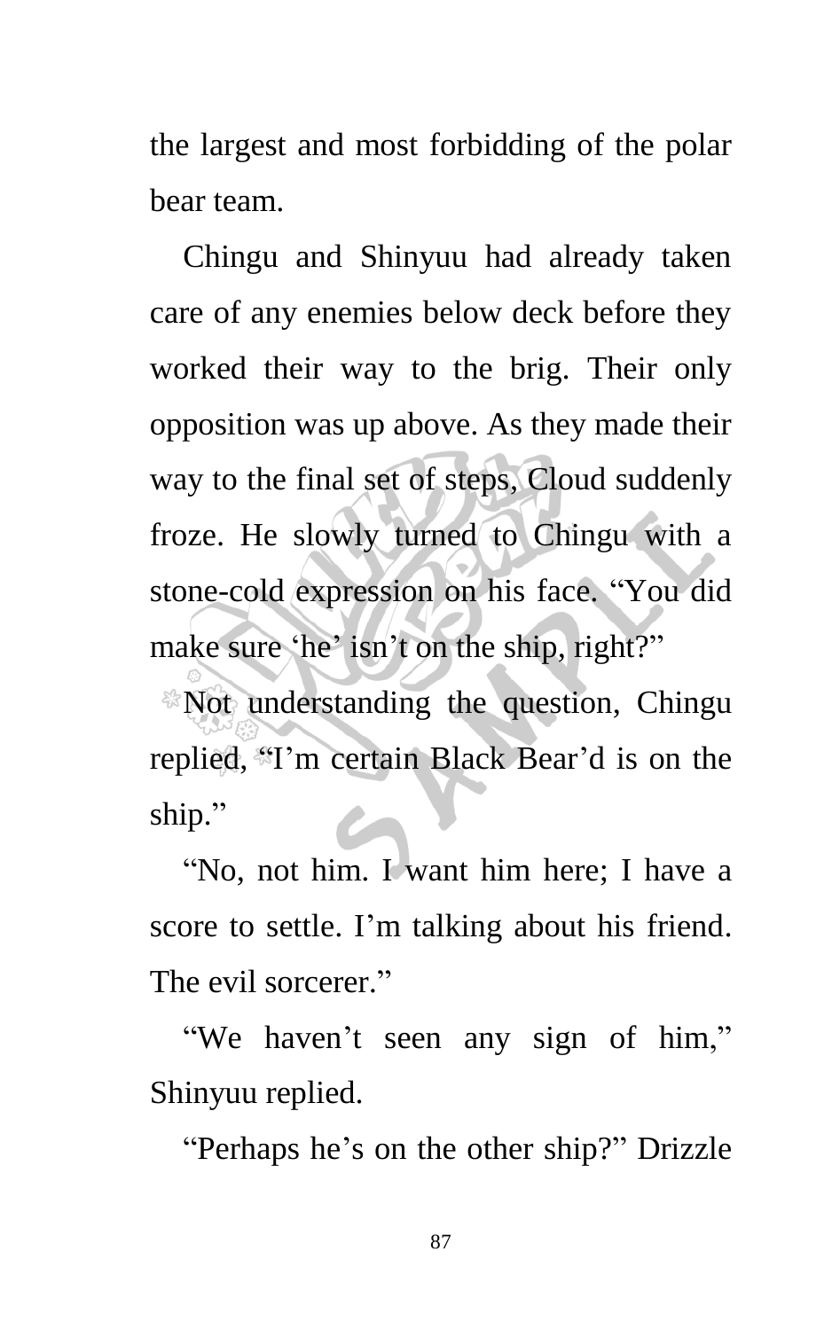the largest and most forbidding of the polar bear team.

Chingu and Shinyuu had already taken care of any enemies below deck before they worked their way to the brig. Their only opposition was up above. As they made their way to the final set of steps, Cloud suddenly froze. He slowly turned to Chingu with a stone-cold expression on his face. "You did make sure 'he' isn't on the ship, right?"

Not understanding the question, Chingu replied, "I'm certain Black Bear'd is on the ship."

"No, not him. I want him here; I have a score to settle. I'm talking about his friend. The evil sorcerer."

"We haven't seen any sign of him," Shinyuu replied.

"Perhaps he's on the other ship?" Drizzle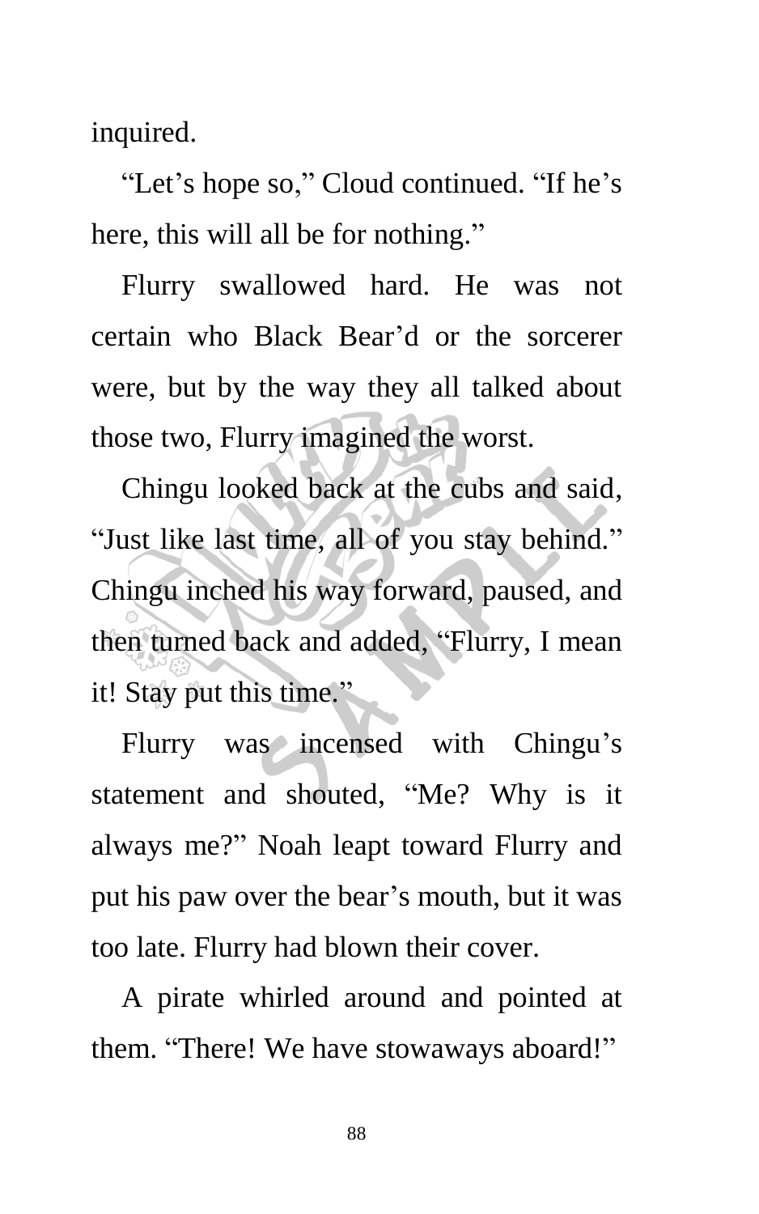inquired.

"Let's hope so," Cloud continued. "If he's here, this will all be for nothing."

Flurry swallowed hard. He was not certain who Black Bear'd or the sorcerer were, but by the way they all talked about those two, Flurry imagined the worst.

Chingu looked back at the cubs and said, "Just like last time, all of you stay behind." Chingu inched his way forward, paused, and then turned back and added, "Flurry, I mean it! Stay put this time."

Flurry was incensed with Chingu's statement and shouted, "Me? Why is it always me?" Noah leapt toward Flurry and put his paw over the bear's mouth, but it was too late. Flurry had blown their cover.

A pirate whirled around and pointed at them. "There! We have stowaways aboard!"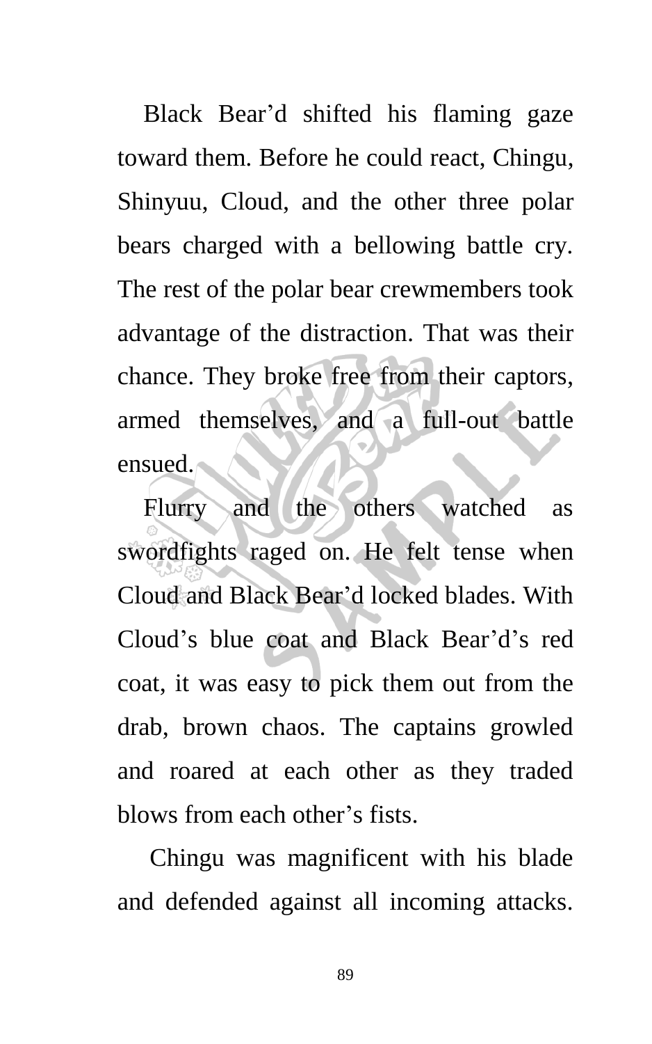Black Bear'd shifted his flaming gaze toward them. Before he could react, Chingu, Shinyuu, Cloud, and the other three polar bears charged with a bellowing battle cry. The rest of the polar bear crewmembers took advantage of the distraction. That was their chance. They broke free from their captors, armed themselves, and a full-out battle ensued.

Flurry and the others watched as swordfights raged on. He felt tense when Cloud and Black Bear'd locked blades. With Cloud's blue coat and Black Bear'd's red coat, it was easy to pick them out from the drab, brown chaos. The captains growled and roared at each other as they traded blows from each other's fists.

Chingu was magnificent with his blade and defended against all incoming attacks.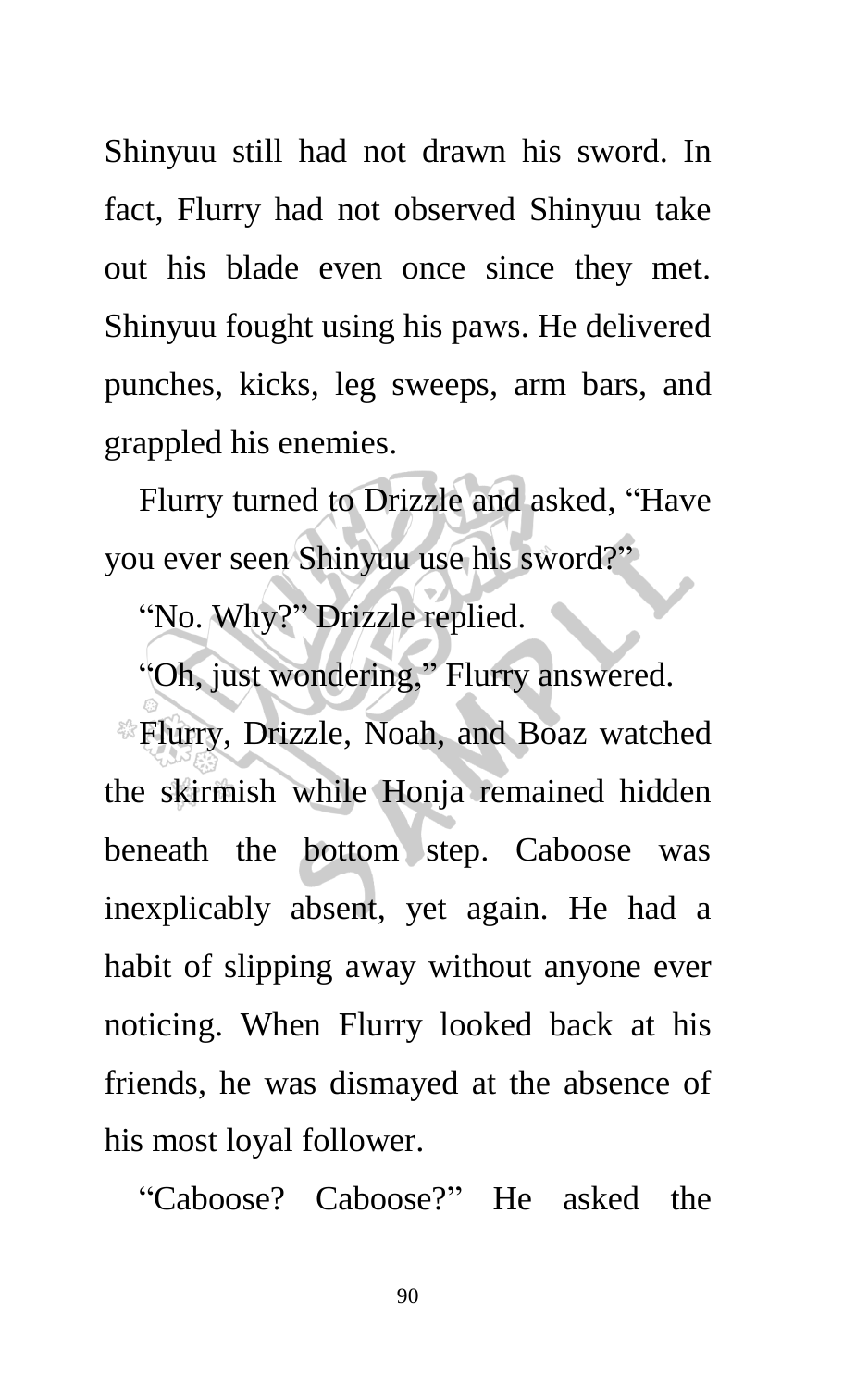Shinyuu still had not drawn his sword. In fact, Flurry had not observed Shinyuu take out his blade even once since they met. Shinyuu fought using his paws. He delivered punches, kicks, leg sweeps, arm bars, and grappled his enemies.

Flurry turned to Drizzle and asked, "Have you ever seen Shinyuu use his sword?"

"No. Why?" Drizzle replied.

"Oh, just wondering," Flurry answered.

Flurry, Drizzle, Noah, and Boaz watched the skirmish while Honja remained hidden beneath the bottom step. Caboose was inexplicably absent, yet again. He had a habit of slipping away without anyone ever noticing. When Flurry looked back at his friends, he was dismayed at the absence of his most loyal follower.

"Caboose? Caboose?" He asked the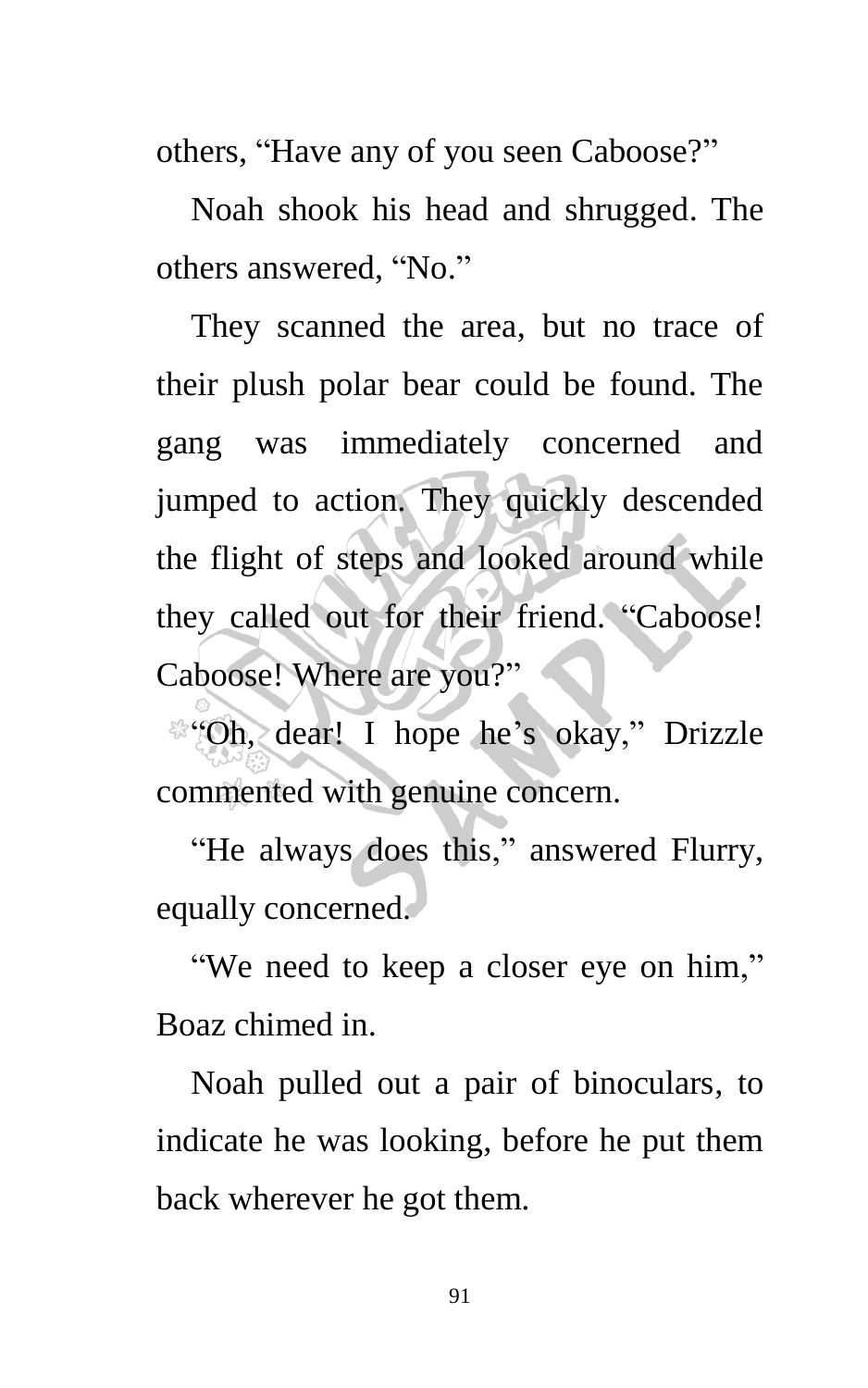others, “Have any of you seen Caboose?”

Noah shook his head and shrugged. The others answered, “No.”

They scanned the area, but no trace of their plush polar bear could be found. The gang was immediately concerned and jumped to action. They quickly descended the flight of steps and looked around while they called out for their friend. “Caboose! Caboose! Where are you?”

“Oh, dear! I hope he’s okay,” Drizzle commented with genuine concern.

“He always does this,” answered Flurry, equally concerned.

“We need to keep a closer eye on him,” Boaz chimed in.

Noah pulled out a pair of binoculars, to indicate he was looking, before he put them back wherever he got them.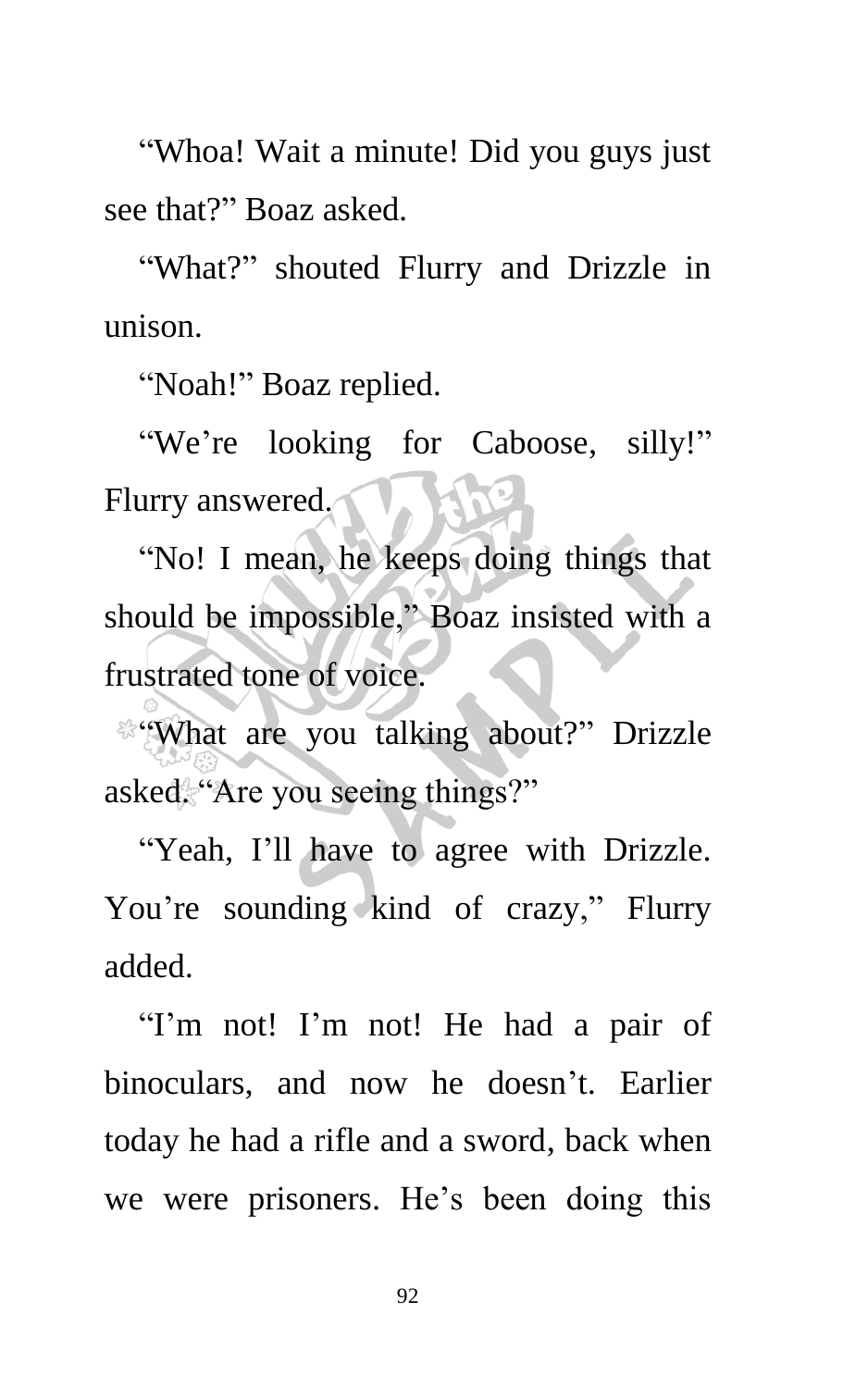"Whoa! Wait a minute! Did you guys just see that?" Boaz asked.

"What?" shouted Flurry and Drizzle in unison.

"Noah!" Boaz replied.

"We're looking for Caboose, silly!" Flurry answered.

"No! I mean, he keeps doing things that should be impossible," Boaz insisted with a frustrated tone of voice.

"What are you talking about?" Drizzle asked. "Are you seeing things?"

"Yeah, I'll have to agree with Drizzle. You're sounding kind of crazy," Flurry added.

"I'm not! I'm not! He had a pair of binoculars, and now he doesn't. Earlier today he had a rifle and a sword, back when we were prisoners. He's been doing this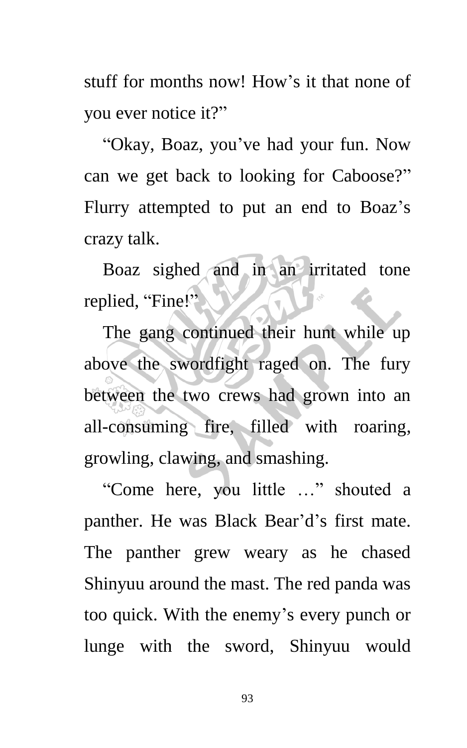stuff for months now! How's it that none of you ever notice it?"

"Okay, Boaz, you've had your fun. Now can we get back to looking for Caboose?" Flurry attempted to put an end to Boaz's crazy talk.

Boaz sighed and in an irritated tone replied, "Fine!"

The gang continued their hunt while up above the swordfight raged on. The fury between the two crews had grown into an all-consuming fire, filled with roaring, growling, clawing, and smashing.

"Come here, you little …" shouted a panther. He was Black Bear'd's first mate. The panther grew weary as he chased Shinyuu around the mast. The red panda was too quick. With the enemy's every punch or lunge with the sword, Shinyuu would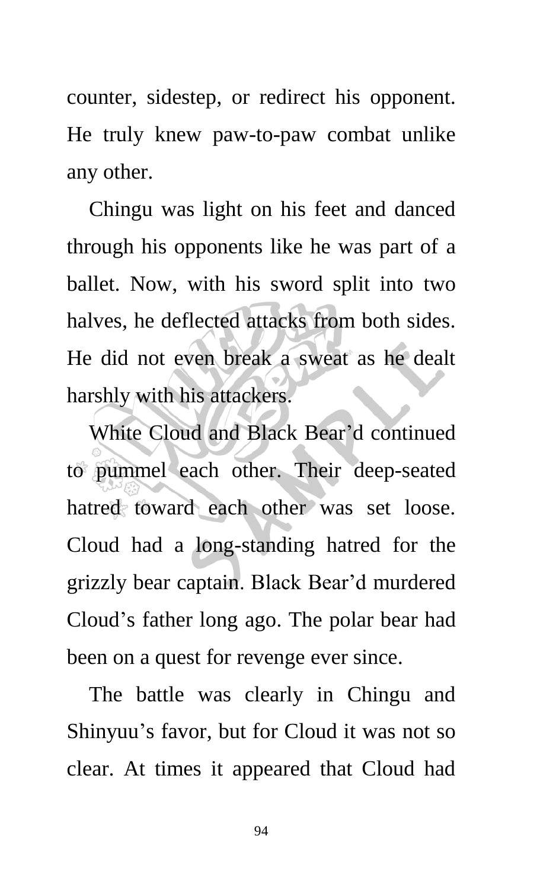counter, sidestep, or redirect his opponent. He truly knew paw-to-paw combat unlike any other.

Chingu was light on his feet and danced through his opponents like he was part of a ballet. Now, with his sword split into two halves, he deflected attacks from both sides. He did not even break a sweat as he dealt harshly with his attackers.

White Cloud and Black Bear'd continued to pummel each other. Their deep-seated hatred toward each other was set loose. Cloud had a long-standing hatred for the grizzly bear captain. Black Bear'd murdered Cloud's father long ago. The polar bear had been on a quest for revenge ever since.

The battle was clearly in Chingu and Shinyuu's favor, but for Cloud it was not so clear. At times it appeared that Cloud had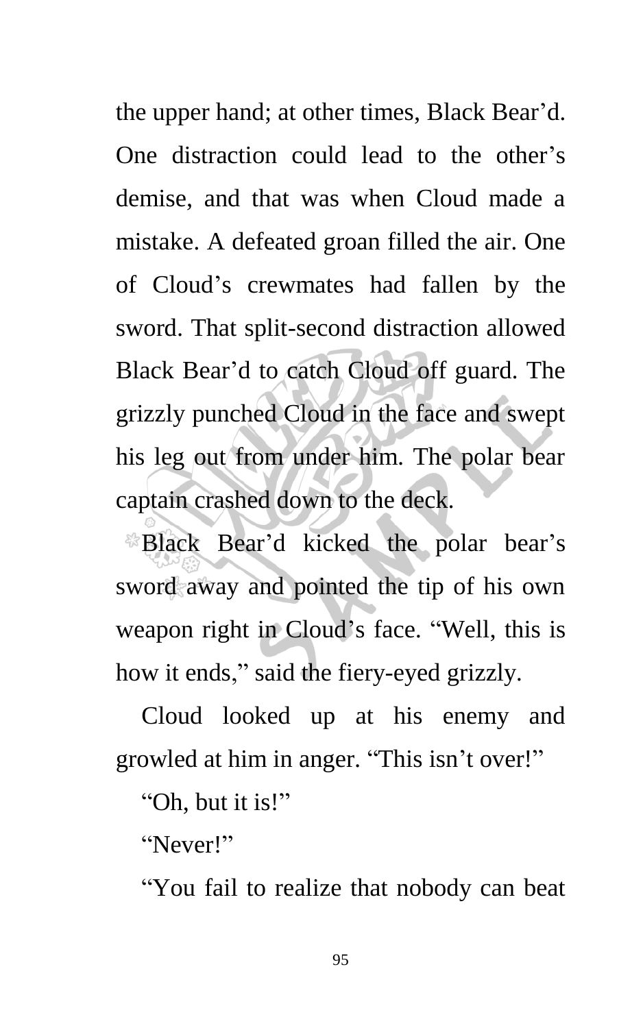the upper hand; at other times, Black Bear'd. One distraction could lead to the other's demise, and that was when Cloud made a mistake. A defeated groan filled the air. One of Cloud's crewmates had fallen by the sword. That split-second distraction allowed Black Bear'd to catch Cloud off guard. The grizzly punched Cloud in the face and swept his leg out from under him. The polar bear captain crashed down to the deck.

Black Bear'd kicked the polar bear's sword away and pointed the tip of his own weapon right in Cloud's face. "Well, this is how it ends," said the fiery-eyed grizzly.

Cloud looked up at his enemy and growled at him in anger. "This isn't over!"

"Oh, but it is!"

"Never!"

"You fail to realize that nobody can beat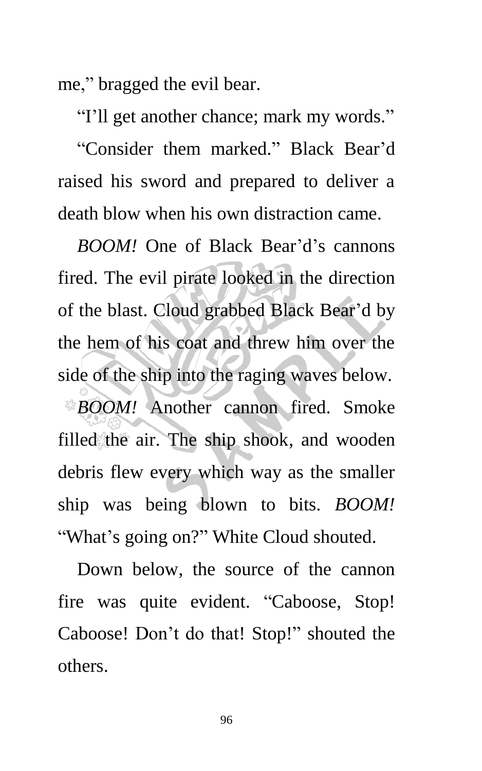me," bragged the evil bear.

"I'll get another chance; mark my words."

"Consider them marked." Black Bear'd raised his sword and prepared to deliver a death blow when his own distraction came.

*BOOM!* One of Black Bear'd's cannons fired. The evil pirate looked in the direction of the blast. Cloud grabbed Black Bear'd by the hem of his coat and threw him over the side of the ship into the raging waves below.

*BOOM!* Another cannon fired. Smoke filled the air. The ship shook, and wooden debris flew every which way as the smaller ship was being blown to bits. *BOOM!* "What's going on?" White Cloud shouted.

Down below, the source of the cannon fire was quite evident. "Caboose, Stop! Caboose! Don't do that! Stop!" shouted the others.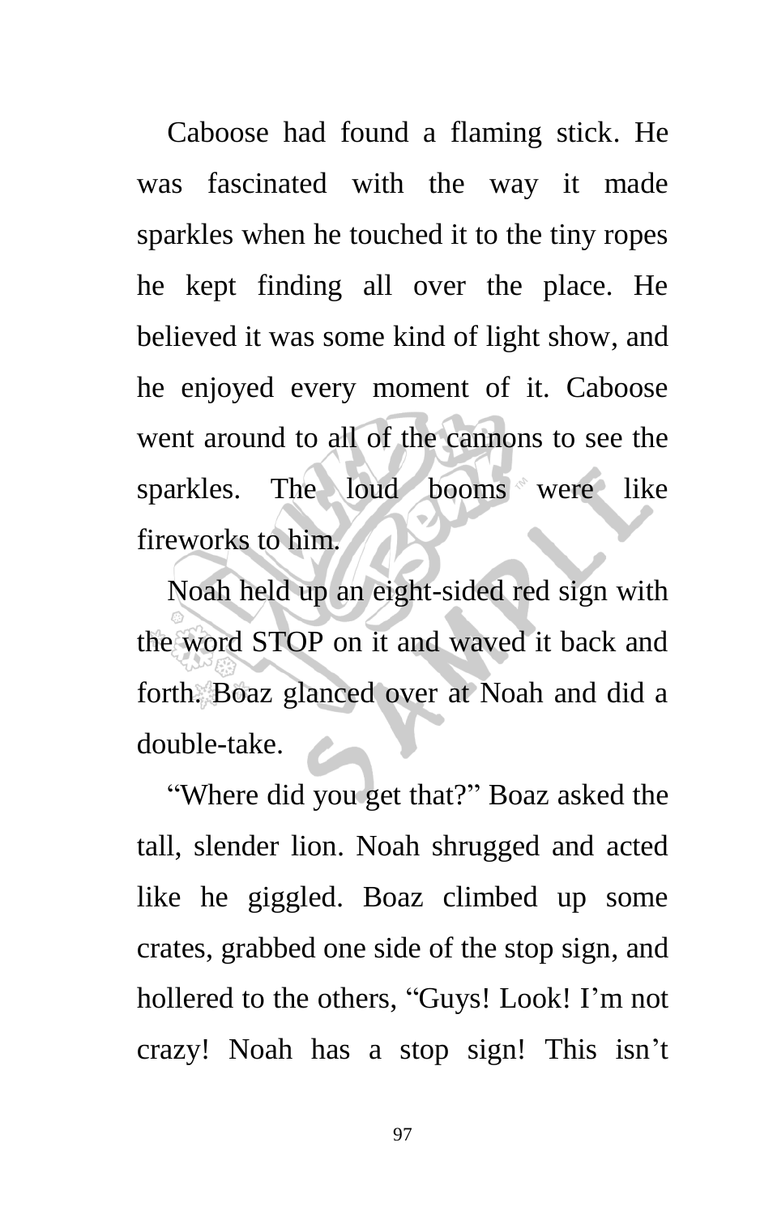Caboose had found a flaming stick. He was fascinated with the way it made sparkles when he touched it to the tiny ropes he kept finding all over the place. He believed it was some kind of light show, and he enjoyed every moment of it. Caboose went around to all of the cannons to see the sparkles. The loud booms were like fireworks to him.

Noah held up an eight-sided red sign with the word STOP on it and waved it back and forth. Boaz glanced over at Noah and did a double-take.

"Where did you get that?" Boaz asked the tall, slender lion. Noah shrugged and acted like he giggled. Boaz climbed up some crates, grabbed one side of the stop sign, and hollered to the others, "Guys! Look! I'm not crazy! Noah has a stop sign! This isn't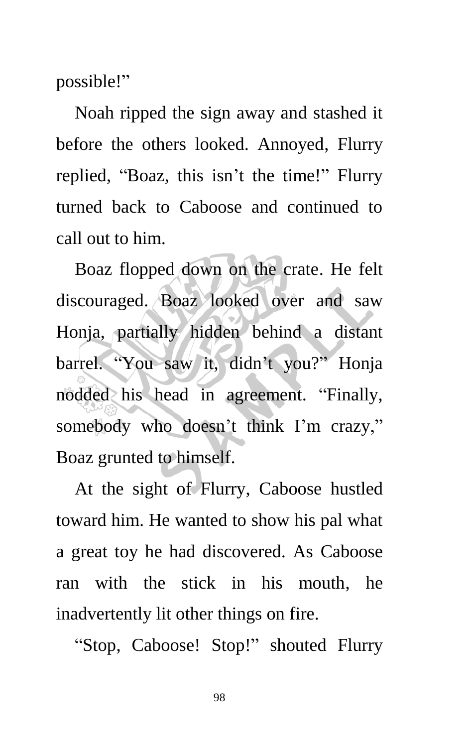possible!"

Noah ripped the sign away and stashed it before the others looked. Annoyed, Flurry replied, "Boaz, this isn't the time!" Flurry turned back to Caboose and continued to call out to him.

Boaz flopped down on the crate. He felt discouraged. Boaz looked over and saw Honja, partially hidden behind a distant barrel. "You saw it, didn't you?" Honja nodded his head in agreement. "Finally, somebody who doesn't think I'm crazy," Boaz grunted to himself.

At the sight of Flurry, Caboose hustled toward him. He wanted to show his pal what a great toy he had discovered. As Caboose ran with the stick in his mouth, he inadvertently lit other things on fire.

"Stop, Caboose! Stop!" shouted Flurry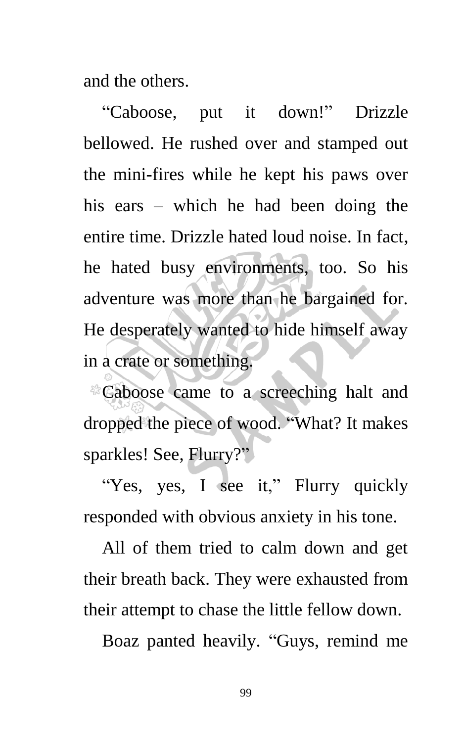and the others.

"Caboose, put it down!" Drizzle bellowed. He rushed over and stamped out the mini-fires while he kept his paws over his ears – which he had been doing the entire time. Drizzle hated loud noise. In fact, he hated busy environments, too. So his adventure was more than he bargained for. He desperately wanted to hide himself away in a crate or something.

Caboose came to a screeching halt and dropped the piece of wood. "What? It makes sparkles! See, Flurry?"

"Yes, yes, I see it," Flurry quickly responded with obvious anxiety in his tone.

All of them tried to calm down and get their breath back. They were exhausted from their attempt to chase the little fellow down.

Boaz panted heavily. "Guys, remind me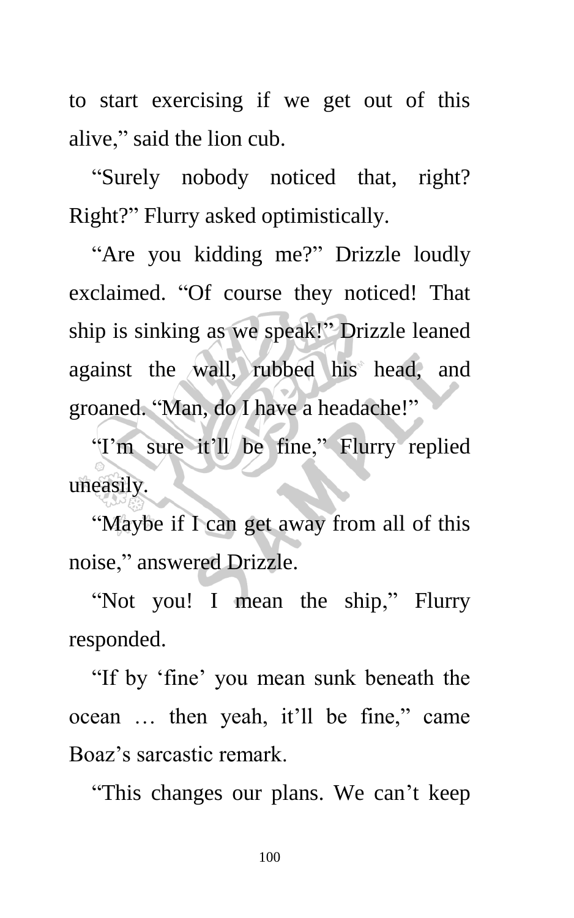to start exercising if we get out of this alive," said the lion cub.

"Surely nobody noticed that, right? Right?" Flurry asked optimistically.

"Are you kidding me?" Drizzle loudly exclaimed. "Of course they noticed! That ship is sinking as we speak!" Drizzle leaned against the wall, rubbed his head, and groaned. "Man, do I have a headache!"

"I'm sure it'll be fine," Flurry replied uneasily.

"Maybe if I can get away from all of this noise," answered Drizzle.

"Not you! I mean the ship," Flurry responded.

"If by 'fine' you mean sunk beneath the ocean … then yeah, it'll be fine," came Boaz's sarcastic remark.

"This changes our plans. We can't keep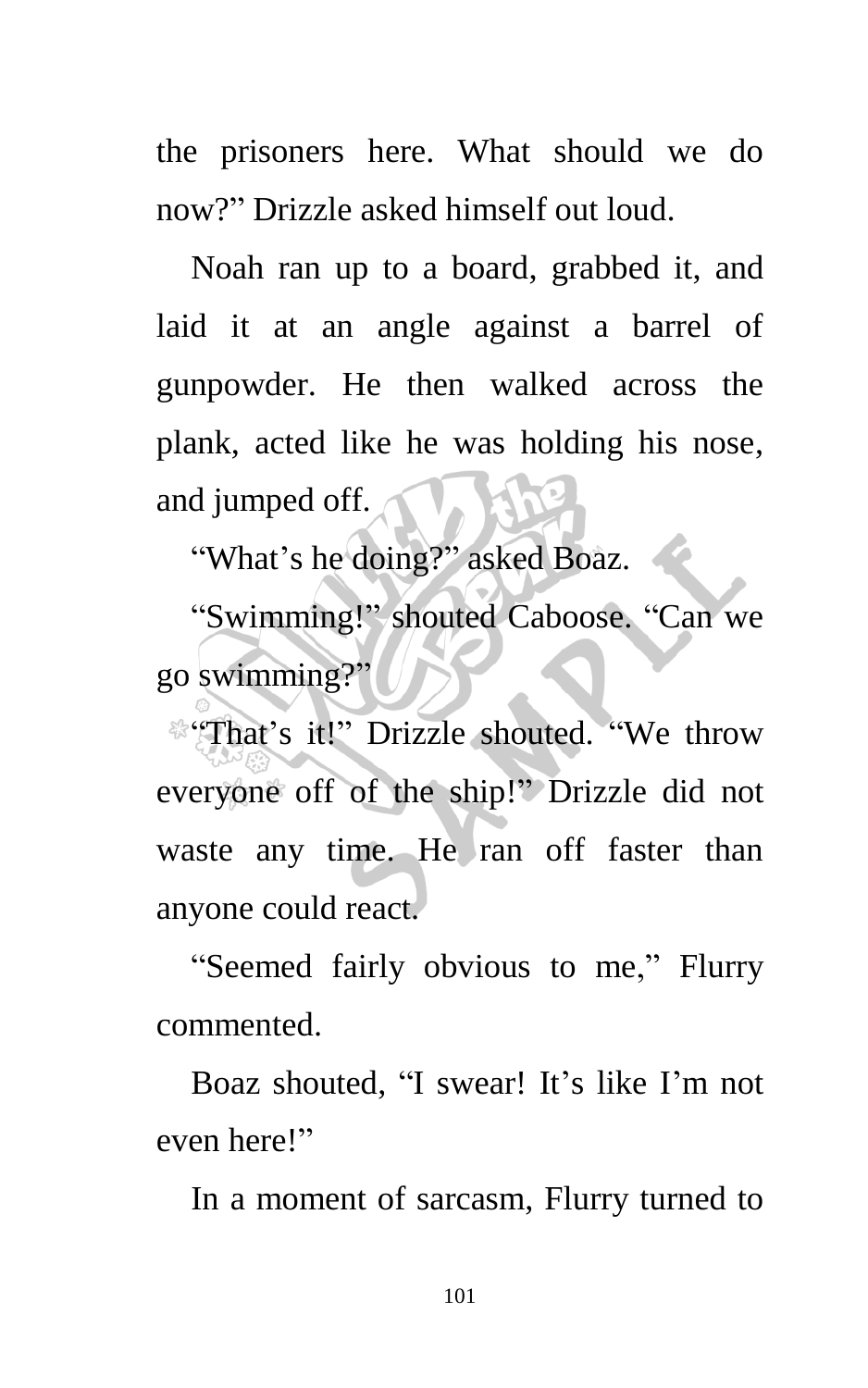the prisoners here. What should we do now?" Drizzle asked himself out loud.

Noah ran up to a board, grabbed it, and laid it at an angle against a barrel of gunpowder. He then walked across the plank, acted like he was holding his nose, and jumped off.

"What's he doing?" asked Boaz.

"Swimming!" shouted Caboose. "Can we go swimming?"

"That's it!" Drizzle shouted. "We throw everyone off of the ship!" Drizzle did not waste any time. He ran off faster than anyone could react.

"Seemed fairly obvious to me," Flurry commented.

Boaz shouted, "I swear! It's like I'm not even here!"

In a moment of sarcasm, Flurry turned to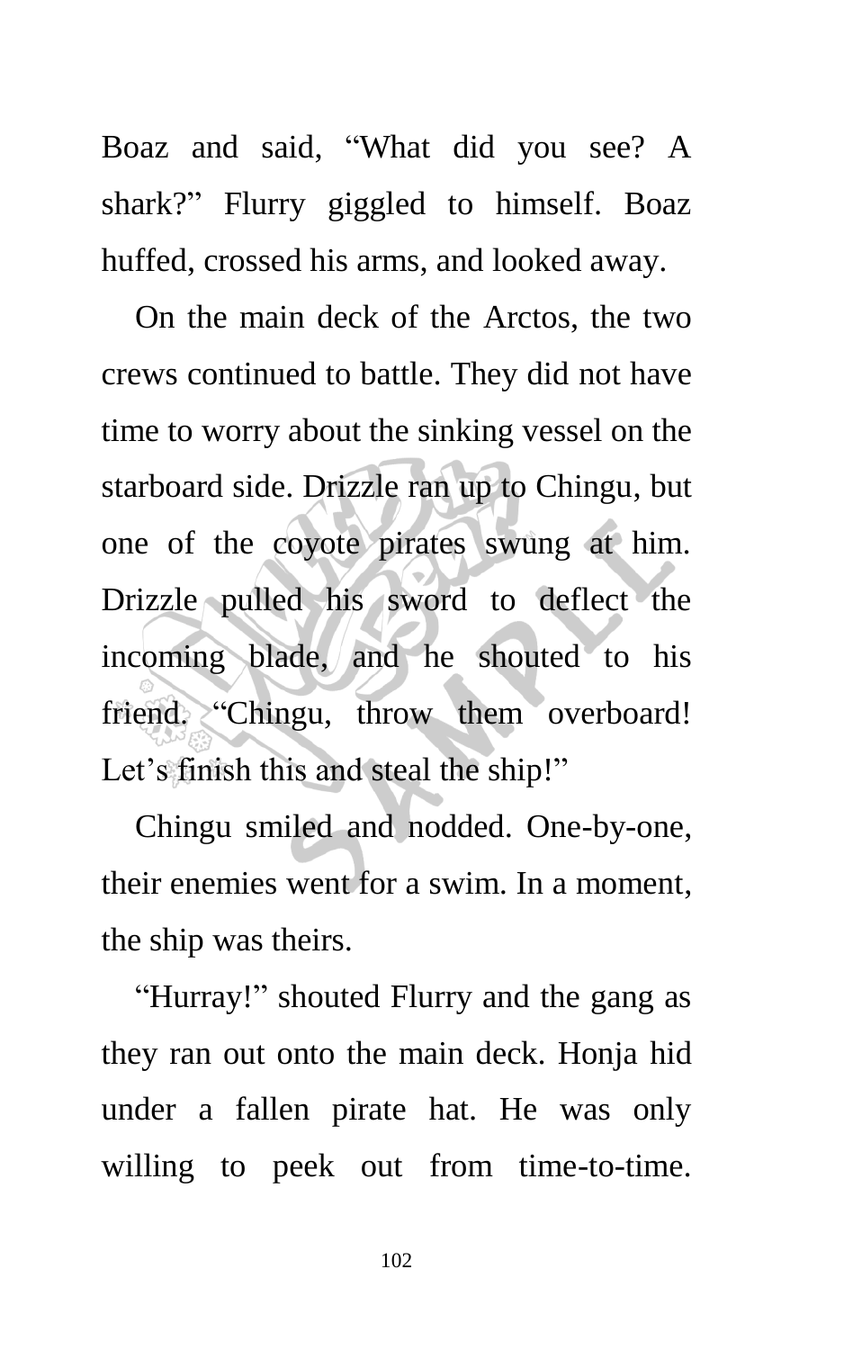Boaz and said, “What did you see? A shark?” Flurry giggled to himself. Boaz huffed, crossed his arms, and looked away.

On the main deck of the Arctos, the two crews continued to battle. They did not have time to worry about the sinking vessel on the starboard side. Drizzle ran up to Chingu, but one of the coyote pirates swung at him. Drizzle pulled his sword to deflect the incoming blade, and he shouted to his friend. “Chingu, throw them overboard! Let’s finish this and steal the ship!”

Chingu smiled and nodded. One-by-one, their enemies went for a swim. In a moment, the ship was theirs.

“Hurray!” shouted Flurry and the gang as they ran out onto the main deck. Honja hid under a fallen pirate hat. He was only willing to peek out from time-to-time.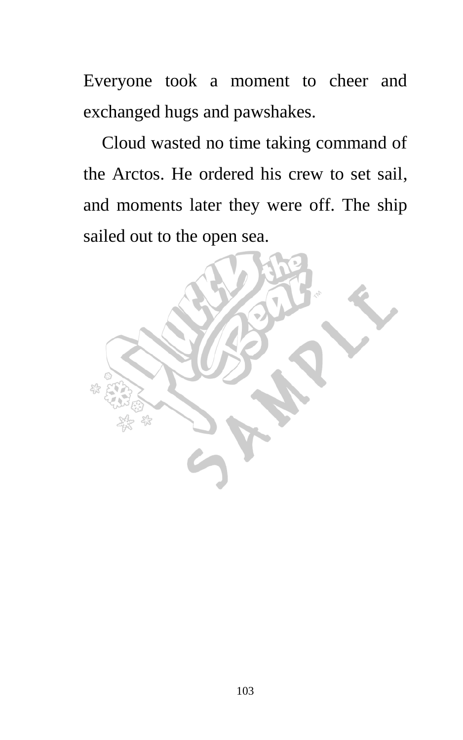Everyone took a moment to cheer and exchanged hugs and pawshakes.

Cloud wasted no time taking command of the Arctos. He ordered his crew to set sail, and moments later they were off. The ship sailed out to the open sea.